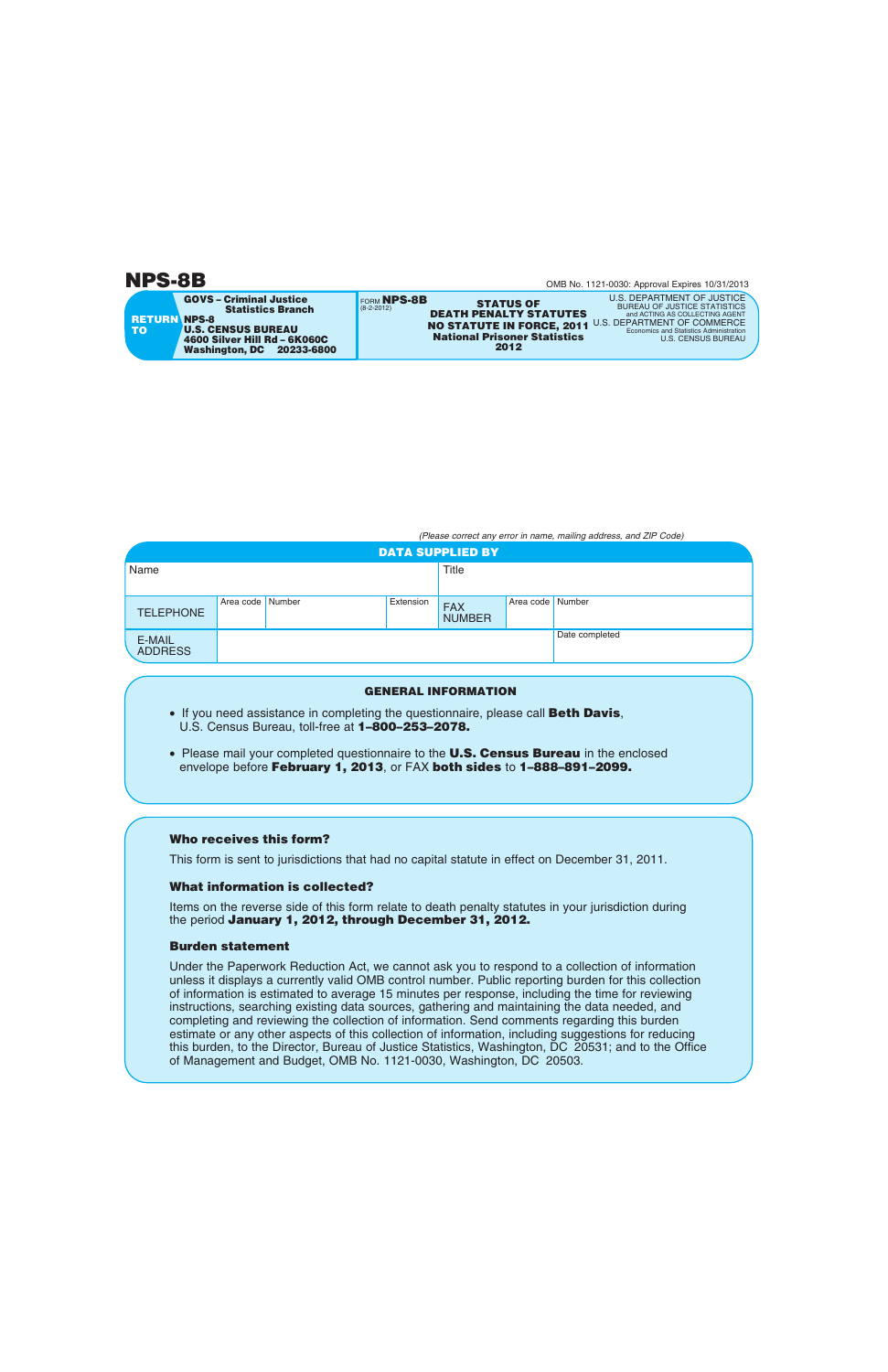# NPS-8B

OMB No. 1121-0030: Approval Expires 10/31/2013

**RETURN TO**

**GOVS – Criminal Justice Statistics Branch**
**NPS-8**
**U.S. CENSUS BUREAU**
**4600 Silver Hill Rd – 6K060C**
**Washington, DC 20233-6800**

FORM **NPS-8B**
(8-2-2012)

**STATUS OF DEATH PENALTY STATUTES NO STATUTE IN FORCE, 2011**
**National Prisoner Statistics 2012**

U.S. DEPARTMENT OF JUSTICE
BUREAU OF JUSTICE STATISTICS
and ACTING AS COLLECTING AGENT
U.S. DEPARTMENT OF COMMERCE
Economics and Statistics Administration
U.S. CENSUS BUREAU

*(Please correct any error in name, mailing address, and ZIP Code)*

## DATA SUPPLIED BY

| Name | | | | Title | | |
|---|---|---|---|---|---|---|
| TELEPHONE | Area code | Number | Extension | FAX NUMBER | Area code | Number |
| E-MAIL ADDRESS | | | | | Date completed | |

## GENERAL INFORMATION

- If you need assistance in completing the questionnaire, please call **Beth Davis**, U.S. Census Bureau, toll-free at **1–800–253–2078.**
- Please mail your completed questionnaire to the **U.S. Census Bureau** in the enclosed envelope before **February 1, 2013**, or FAX **both sides** to **1–888–891–2099.**

### Who receives this form?

This form is sent to jurisdictions that had no capital statute in effect on December 31, 2011.

### What information is collected?

Items on the reverse side of this form relate to death penalty statutes in your jurisdiction during the period **January 1, 2012, through December 31, 2012.**

### Burden statement

Under the Paperwork Reduction Act, we cannot ask you to respond to a collection of information unless it displays a currently valid OMB control number. Public reporting burden for this collection of information is estimated to average 15 minutes per response, including the time for reviewing instructions, searching existing data sources, gathering and maintaining the data needed, and completing and reviewing the collection of information. Send comments regarding this burden estimate or any other aspects of this collection of information, including suggestions for reducing this burden, to the Director, Bureau of Justice Statistics, Washington, DC 20531; and to the Office of Management and Budget, OMB No. 1121-0030, Washington, DC 20503.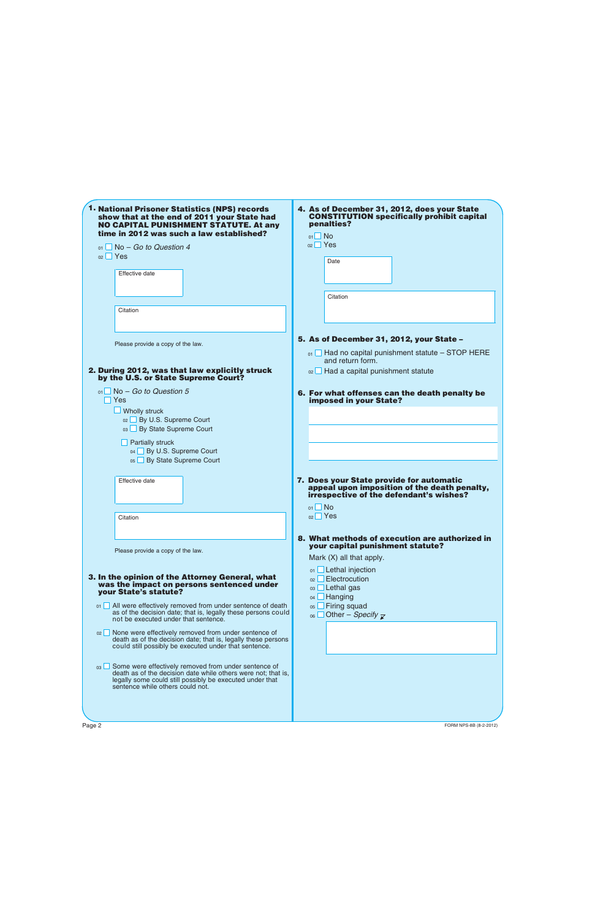**1. National Prisoner Statistics (NPS) records show that at the end of 2011 your State had NO CAPITAL PUNISHMENT STATUTE. At any time in 2012 was such a law established?**

01 ☐ No – *Go to Question 4*
02 ☐ Yes

Effective date

Citation

Please provide a copy of the law.

**2. During 2012, was that law explicitly struck by the U.S. or State Supreme Court?**

01 ☐ No – *Go to Question 5*
☐ Yes

- ☐ Wholly struck
  - 02 ☐ By U.S. Supreme Court
  - 03 ☐ By State Supreme Court
- ☐ Partially struck
  - 04 ☐ By U.S. Supreme Court
  - 05 ☐ By State Supreme Court

Effective date

Citation

Please provide a copy of the law.

**3. In the opinion of the Attorney General, what was the impact on persons sentenced under your State's statute?**

01 ☐ All were effectively removed from under sentence of death as of the decision date; that is, legally these persons could not be executed under that sentence.

02 ☐ None were effectively removed from under sentence of death as of the decision date; that is, legally these persons could still possibly be executed under that sentence.

03 ☐ Some were effectively removed from under sentence of death as of the decision date while others were not; that is, legally some could still possibly be executed under that sentence while others could not.

**4. As of December 31, 2012, does your State CONSTITUTION specifically prohibit capital penalties?**

01 ☐ No
02 ☐ Yes

Date

Citation

**5. As of December 31, 2012, your State –**

01 ☐ Had no capital punishment statute – STOP HERE and return form.
02 ☐ Had a capital punishment statute

**6. For what offenses can the death penalty be imposed in your State?**

**7. Does your State provide for automatic appeal upon imposition of the death penalty, irrespective of the defendant's wishes?**

01 ☐ No
02 ☐ Yes

**8. What methods of execution are authorized in your capital punishment statute?**

Mark (X) all that apply.

01 ☐ Lethal injection
02 ☐ Electrocution
03 ☐ Lethal gas
04 ☐ Hanging
05 ☐ Firing squad
06 ☐ Other – *Specify*

FORM NPS-8B (8-2-2012)